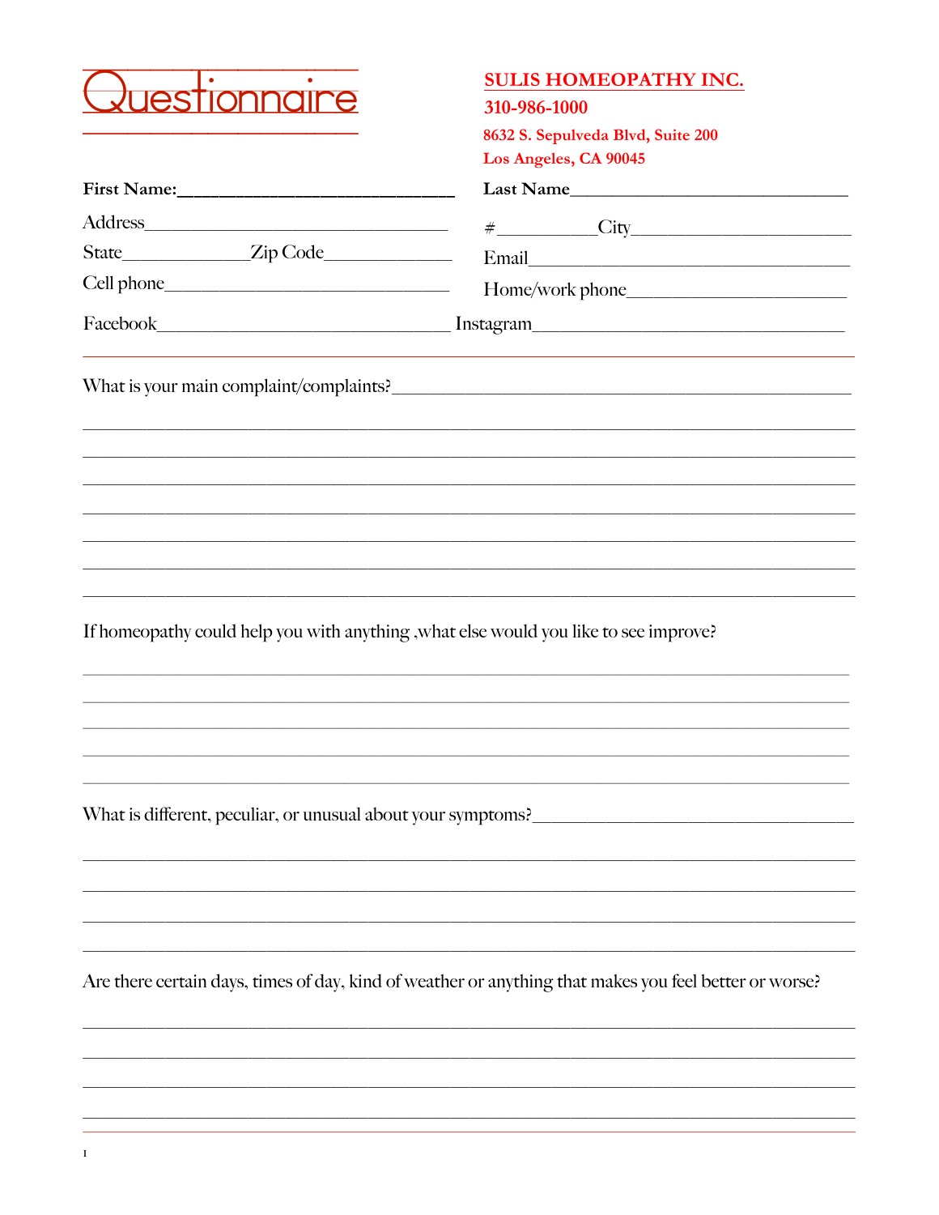# Questionnaire

**SULIS HOMEOPATHY INC.**

**310-986-1000**

**8632 S. Sepulveda Blvd, Suite 200**
**Los Angeles, CA 90045**

**First Name:**______________________________ **Last Name**______________________________

Address________________________________ #__________City______________________

State_____________Zip Code_____________ Email__________________________________

Cell phone______________________________ Home/work phone______________________

Facebook_______________________________ Instagram_______________________________

---

What is your main complaint/complaints?______________________________________________

_____________________________________________________________________________

_____________________________________________________________________________

_____________________________________________________________________________

_____________________________________________________________________________

_____________________________________________________________________________

_____________________________________________________________________________

_____________________________________________________________________________

If homeopathy could help you with anything ,what else would you like to see improve?

_____________________________________________________________________________

_____________________________________________________________________________

_____________________________________________________________________________

_____________________________________________________________________________

_____________________________________________________________________________

What is different, peculiar, or unusual about your symptoms?__________________________________

_____________________________________________________________________________

_____________________________________________________________________________

_____________________________________________________________________________

_____________________________________________________________________________

Are there certain days, times of day, kind of weather or anything that makes you feel better or worse?

_____________________________________________________________________________

_____________________________________________________________________________

_____________________________________________________________________________

_____________________________________________________________________________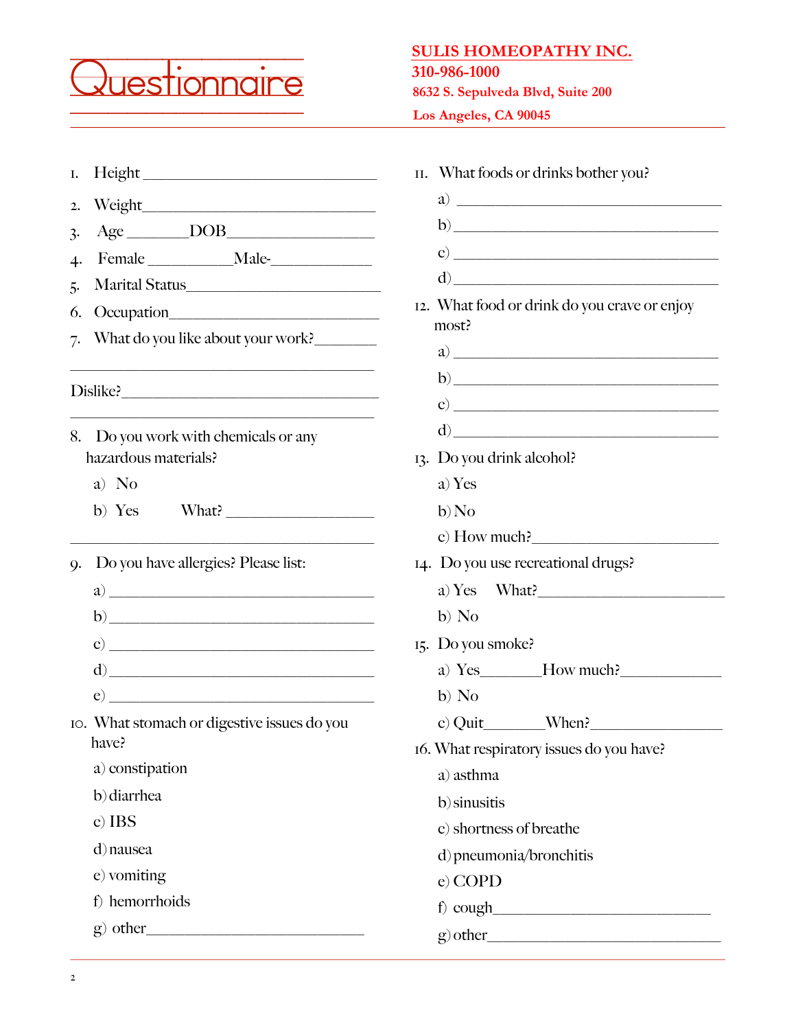# Questionnaire

**SULIS HOMEOPATHY INC.**
**310-986-1000**
**8632 S. Sepulveda Blvd, Suite 200**
**Los Angeles, CA 90045**

1. Height ______________________________
2. Weight______________________________
3. Age _______DOB_________________
4. Female __________Male-____________
5. Marital Status_________________________
6. Occupation___________________________
7. What do you like about your work?________

________________________________________

Dislike?_________________________________

________________________________________

8. Do you work with chemicals or any hazardous materials?
   a) No
   b) Yes What? __________________

________________________________________

9. Do you have allergies? Please list:
   a) ________________________________
   b) ________________________________
   c) ________________________________
   d) ________________________________
   e) ________________________________

10. What stomach or digestive issues do you have?
    a) constipation
    b) diarrhea
    c) IBS
    d) nausea
    e) vomiting
    f) hemorrhoids
    g) other___________________________

11. What foods or drinks bother you?
    a) ________________________________
    b) ________________________________
    c) ________________________________
    d) ________________________________

12. What food or drink do you crave or enjoy most?
    a) ________________________________
    b) ________________________________
    c) ________________________________
    d) ________________________________

13. Do you drink alcohol?
    a) Yes
    b) No
    c) How much?______________________

14. Do you use recreational drugs?
    a) Yes What?_______________________
    b) No

15. Do you smoke?
    a) Yes_______How much?____________
    b) No
    c) Quit_______When?_______________

16. What respiratory issues do you have?
    a) asthma
    b) sinusitis
    c) shortness of breathe
    d) pneumonia/bronchitis
    e) COPD
    f) cough___________________________
    g) other___________________________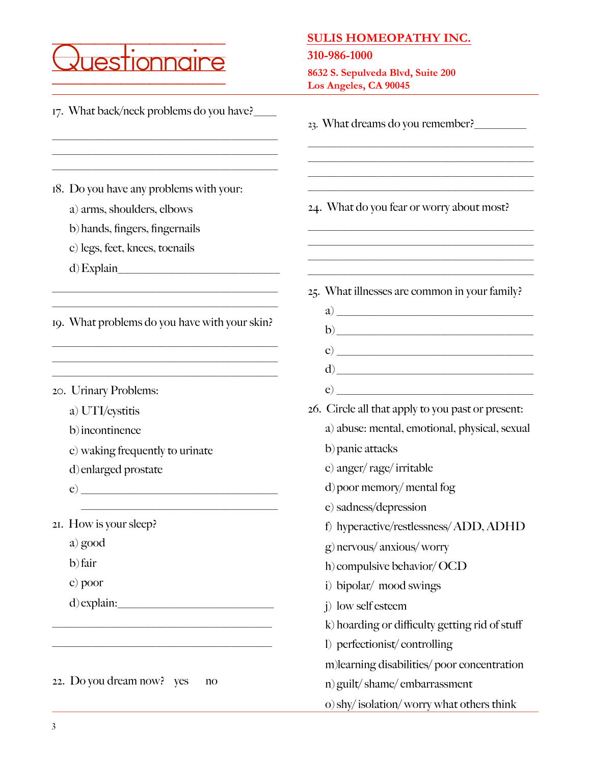# Questionnaire

**SULIS HOMEOPATHY INC.**

**310-986-1000**

**8632 S. Sepulveda Blvd, Suite 200**
**Los Angeles, CA 90045**

17. What back/neck problems do you have?____

________________________________________
________________________________________
________________________________________

18. Do you have any problems with your:
    a) arms, shoulders, elbows
    b) hands, fingers, fingernails
    c) legs, feet, knees, toenails
    d) Explain____________________________

________________________________________
________________________________________

19. What problems do you have with your skin?

________________________________________
________________________________________
________________________________________

20. Urinary Problems:
    a) UTI/cystitis
    b) incontinence
    c) waking frequently to urinate
    d) enlarged prostate
    e) __________________________________
    __________________________________

21. How is your sleep?
    a) good
    b) fair
    c) poor
    d) explain:___________________________

________________________________________
________________________________________

22. Do you dream now? yes no

23. What dreams do you remember?_________

________________________________________
________________________________________
________________________________________
________________________________________

24. What do you fear or worry about most?

________________________________________
________________________________________
________________________________________
________________________________________

25. What illnesses are common in your family?
    a) __________________________________
    b) __________________________________
    c) __________________________________
    d) __________________________________
    e) __________________________________

26. Circle all that apply to you past or present:
    a) abuse: mental, emotional, physical, sexual
    b) panic attacks
    c) anger/ rage/ irritable
    d) poor memory/ mental fog
    e) sadness/depression
    f) hyperactive/restlessness/ ADD, ADHD
    g) nervous/ anxious/ worry
    h) compulsive behavior/ OCD
    i) bipolar/ mood swings
    j) low self esteem
    k) hoarding or difficulty getting rid of stuff
    l) perfectionist/ controlling
    m) learning disabilities/ poor concentration
    n) guilt/ shame/ embarrassment
    o) shy/ isolation/ worry what others think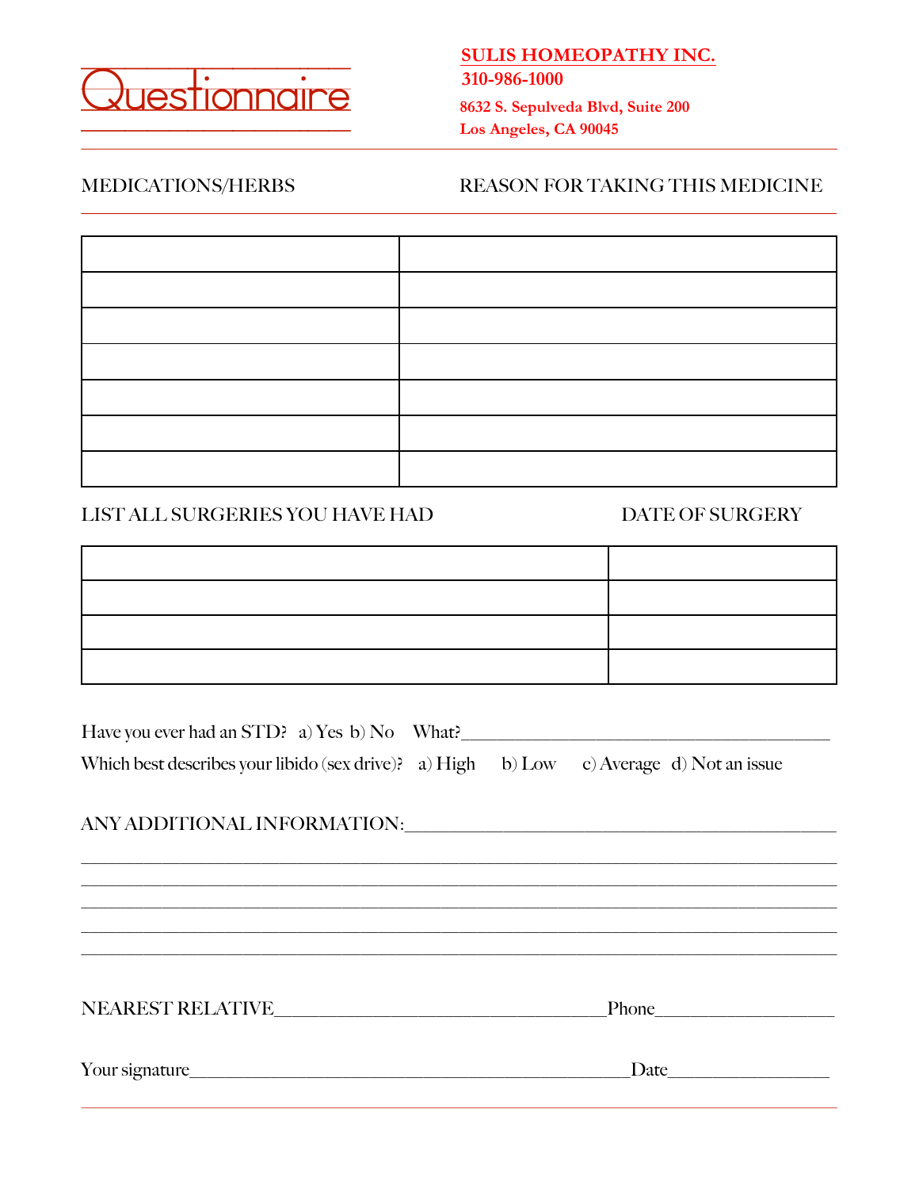# Questionnaire

**SULIS HOMEOPATHY INC.**
**310-986-1000**
**8632 S. Sepulveda Blvd, Suite 200**
**Los Angeles, CA 90045**

| MEDICATIONS/HERBS | REASON FOR TAKING THIS MEDICINE |
|---|---|
| | |
| | |
| | |
| | |
| | |
| | |
| | |

| LIST ALL SURGERIES YOU HAVE HAD | DATE OF SURGERY |
|---|---|
| | |
| | |
| | |
| | |

Have you ever had an STD? a) Yes b) No What?\_\_\_\_\_\_\_\_\_\_\_\_\_\_\_\_\_\_\_\_\_\_\_\_\_\_\_\_\_\_\_\_\_\_\_\_\_\_\_\_

Which best describes your libido (sex drive)? a) High b) Low c) Average d) Not an issue

ANY ADDITIONAL INFORMATION:\_\_\_\_\_\_\_\_\_\_\_\_\_\_\_\_\_\_\_\_\_\_\_\_\_\_\_\_\_\_\_\_\_\_\_\_\_\_\_\_\_\_\_\_

\_\_\_\_\_\_\_\_\_\_\_\_\_\_\_\_\_\_\_\_\_\_\_\_\_\_\_\_\_\_\_\_\_\_\_\_\_\_\_\_\_\_\_\_\_\_\_\_\_\_\_\_\_\_\_\_\_\_\_\_\_\_\_\_\_\_\_\_\_\_\_\_

\_\_\_\_\_\_\_\_\_\_\_\_\_\_\_\_\_\_\_\_\_\_\_\_\_\_\_\_\_\_\_\_\_\_\_\_\_\_\_\_\_\_\_\_\_\_\_\_\_\_\_\_\_\_\_\_\_\_\_\_\_\_\_\_\_\_\_\_\_\_\_\_

\_\_\_\_\_\_\_\_\_\_\_\_\_\_\_\_\_\_\_\_\_\_\_\_\_\_\_\_\_\_\_\_\_\_\_\_\_\_\_\_\_\_\_\_\_\_\_\_\_\_\_\_\_\_\_\_\_\_\_\_\_\_\_\_\_\_\_\_\_\_\_\_

\_\_\_\_\_\_\_\_\_\_\_\_\_\_\_\_\_\_\_\_\_\_\_\_\_\_\_\_\_\_\_\_\_\_\_\_\_\_\_\_\_\_\_\_\_\_\_\_\_\_\_\_\_\_\_\_\_\_\_\_\_\_\_\_\_\_\_\_\_\_\_\_

\_\_\_\_\_\_\_\_\_\_\_\_\_\_\_\_\_\_\_\_\_\_\_\_\_\_\_\_\_\_\_\_\_\_\_\_\_\_\_\_\_\_\_\_\_\_\_\_\_\_\_\_\_\_\_\_\_\_\_\_\_\_\_\_\_\_\_\_\_\_\_\_

NEAREST RELATIVE\_\_\_\_\_\_\_\_\_\_\_\_\_\_\_\_\_\_\_\_\_\_\_\_\_\_\_\_\_\_\_\_\_\_\_\_Phone\_\_\_\_\_\_\_\_\_\_\_\_\_\_\_\_\_\_\_

Your signature\_\_\_\_\_\_\_\_\_\_\_\_\_\_\_\_\_\_\_\_\_\_\_\_\_\_\_\_\_\_\_\_\_\_\_\_\_\_\_\_\_\_\_\_\_\_\_Date\_\_\_\_\_\_\_\_\_\_\_\_\_\_\_\_\_